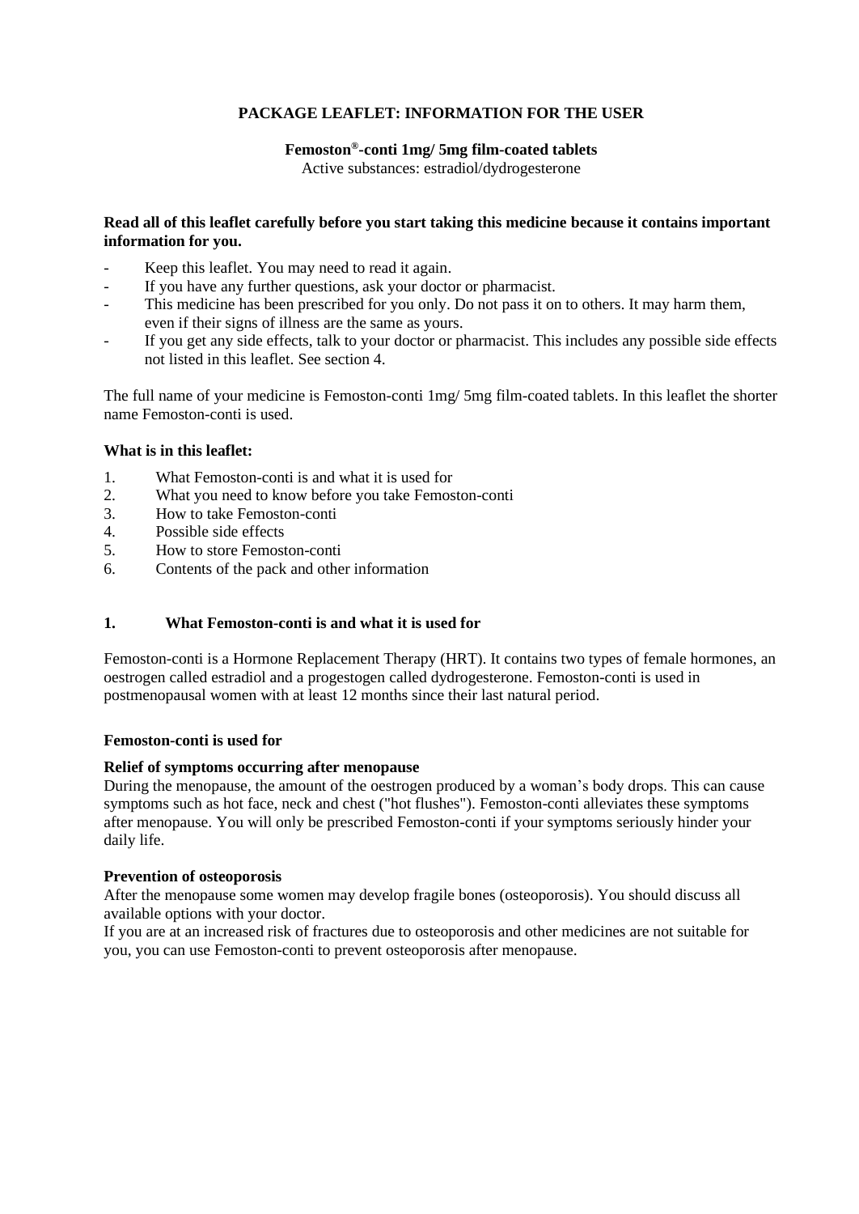# PACKAGE LEAFLET: INFORMATION FOR THE USER

**Femoston®-conti 1mg/ 5mg film-coated tablets**

Active substances: estradiol/dydrogesterone

**Read all of this leaflet carefully before you start taking this medicine because it contains important information for you.**

- Keep this leaflet. You may need to read it again.
- If you have any further questions, ask your doctor or pharmacist.
- This medicine has been prescribed for you only. Do not pass it on to others. It may harm them, even if their signs of illness are the same as yours.
- If you get any side effects, talk to your doctor or pharmacist. This includes any possible side effects not listed in this leaflet. See section 4.

The full name of your medicine is Femoston-conti 1mg/ 5mg film-coated tablets. In this leaflet the shorter name Femoston-conti is used.

**What is in this leaflet:**

1. What Femoston-conti is and what it is used for
2. What you need to know before you take Femoston-conti
3. How to take Femoston-conti
4. Possible side effects
5. How to store Femoston-conti
6. Contents of the pack and other information

## 1. What Femoston-conti is and what it is used for

Femoston-conti is a Hormone Replacement Therapy (HRT). It contains two types of female hormones, an oestrogen called estradiol and a progestogen called dydrogesterone. Femoston-conti is used in postmenopausal women with at least 12 months since their last natural period.

**Femoston-conti is used for**

**Relief of symptoms occurring after menopause**

During the menopause, the amount of the oestrogen produced by a woman's body drops. This can cause symptoms such as hot face, neck and chest ("hot flushes"). Femoston-conti alleviates these symptoms after menopause. You will only be prescribed Femoston-conti if your symptoms seriously hinder your daily life.

**Prevention of osteoporosis**

After the menopause some women may develop fragile bones (osteoporosis). You should discuss all available options with your doctor.

If you are at an increased risk of fractures due to osteoporosis and other medicines are not suitable for you, you can use Femoston-conti to prevent osteoporosis after menopause.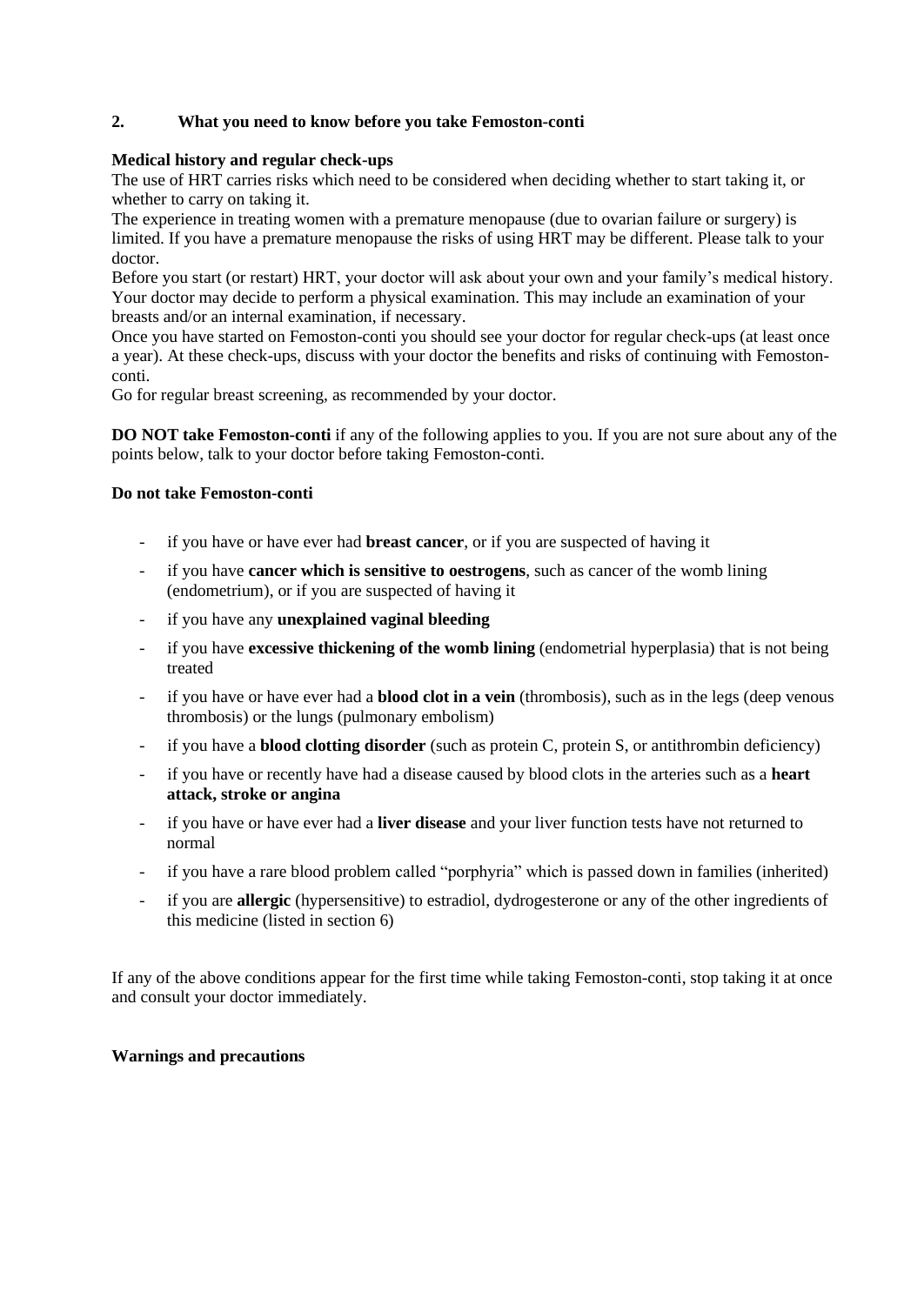## 2. What you need to know before you take Femoston-conti

**Medical history and regular check-ups**

The use of HRT carries risks which need to be considered when deciding whether to start taking it, or whether to carry on taking it.

The experience in treating women with a premature menopause (due to ovarian failure or surgery) is limited. If you have a premature menopause the risks of using HRT may be different. Please talk to your doctor.

Before you start (or restart) HRT, your doctor will ask about your own and your family's medical history. Your doctor may decide to perform a physical examination. This may include an examination of your breasts and/or an internal examination, if necessary.

Once you have started on Femoston-conti you should see your doctor for regular check-ups (at least once a year). At these check-ups, discuss with your doctor the benefits and risks of continuing with Femoston-conti.

Go for regular breast screening, as recommended by your doctor.

**DO NOT take Femoston-conti** if any of the following applies to you. If you are not sure about any of the points below, talk to your doctor before taking Femoston-conti.

**Do not take Femoston-conti**

- if you have or have ever had **breast cancer**, or if you are suspected of having it
- if you have **cancer which is sensitive to oestrogens**, such as cancer of the womb lining (endometrium), or if you are suspected of having it
- if you have any **unexplained vaginal bleeding**
- if you have **excessive thickening of the womb lining** (endometrial hyperplasia) that is not being treated
- if you have or have ever had a **blood clot in a vein** (thrombosis), such as in the legs (deep venous thrombosis) or the lungs (pulmonary embolism)
- if you have a **blood clotting disorder** (such as protein C, protein S, or antithrombin deficiency)
- if you have or recently have had a disease caused by blood clots in the arteries such as a **heart attack, stroke or angina**
- if you have or have ever had a **liver disease** and your liver function tests have not returned to normal
- if you have a rare blood problem called "porphyria" which is passed down in families (inherited)
- if you are **allergic** (hypersensitive) to estradiol, dydrogesterone or any of the other ingredients of this medicine (listed in section 6)

If any of the above conditions appear for the first time while taking Femoston-conti, stop taking it at once and consult your doctor immediately.

**Warnings and precautions**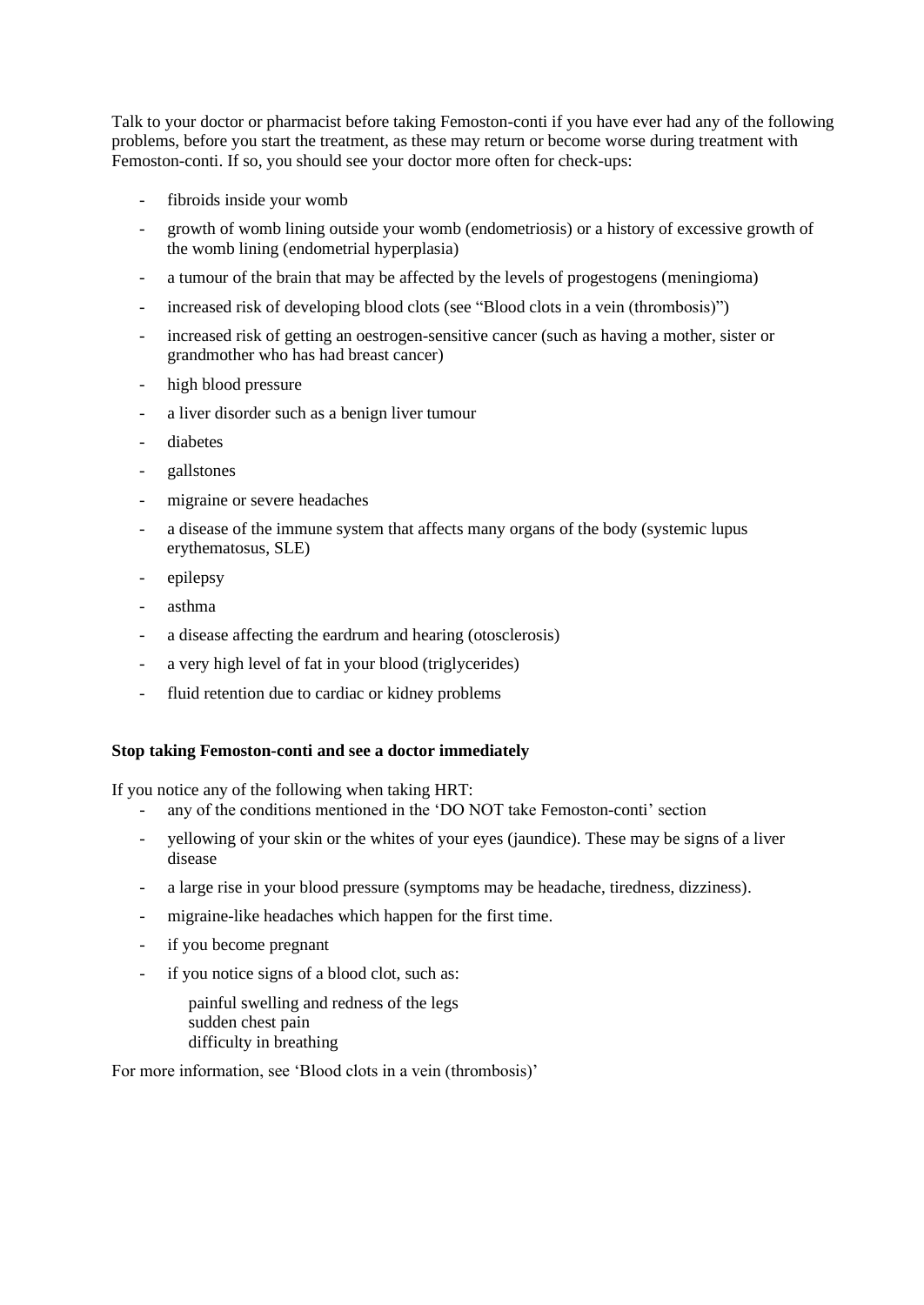Talk to your doctor or pharmacist before taking Femoston-conti if you have ever had any of the following problems, before you start the treatment, as these may return or become worse during treatment with Femoston-conti. If so, you should see your doctor more often for check-ups:

- fibroids inside your womb
- growth of womb lining outside your womb (endometriosis) or a history of excessive growth of the womb lining (endometrial hyperplasia)
- a tumour of the brain that may be affected by the levels of progestogens (meningioma)
- increased risk of developing blood clots (see "Blood clots in a vein (thrombosis)")
- increased risk of getting an oestrogen-sensitive cancer (such as having a mother, sister or grandmother who has had breast cancer)
- high blood pressure
- a liver disorder such as a benign liver tumour
- diabetes
- gallstones
- migraine or severe headaches
- a disease of the immune system that affects many organs of the body (systemic lupus erythematosus, SLE)
- epilepsy
- asthma
- a disease affecting the eardrum and hearing (otosclerosis)
- a very high level of fat in your blood (triglycerides)
- fluid retention due to cardiac or kidney problems

**Stop taking Femoston-conti and see a doctor immediately**

If you notice any of the following when taking HRT:

- any of the conditions mentioned in the 'DO NOT take Femoston-conti' section
- yellowing of your skin or the whites of your eyes (jaundice). These may be signs of a liver disease
- a large rise in your blood pressure (symptoms may be headache, tiredness, dizziness).
- migraine-like headaches which happen for the first time.
- if you become pregnant
- if you notice signs of a blood clot, such as:

  painful swelling and redness of the legs
  sudden chest pain
  difficulty in breathing

For more information, see 'Blood clots in a vein (thrombosis)'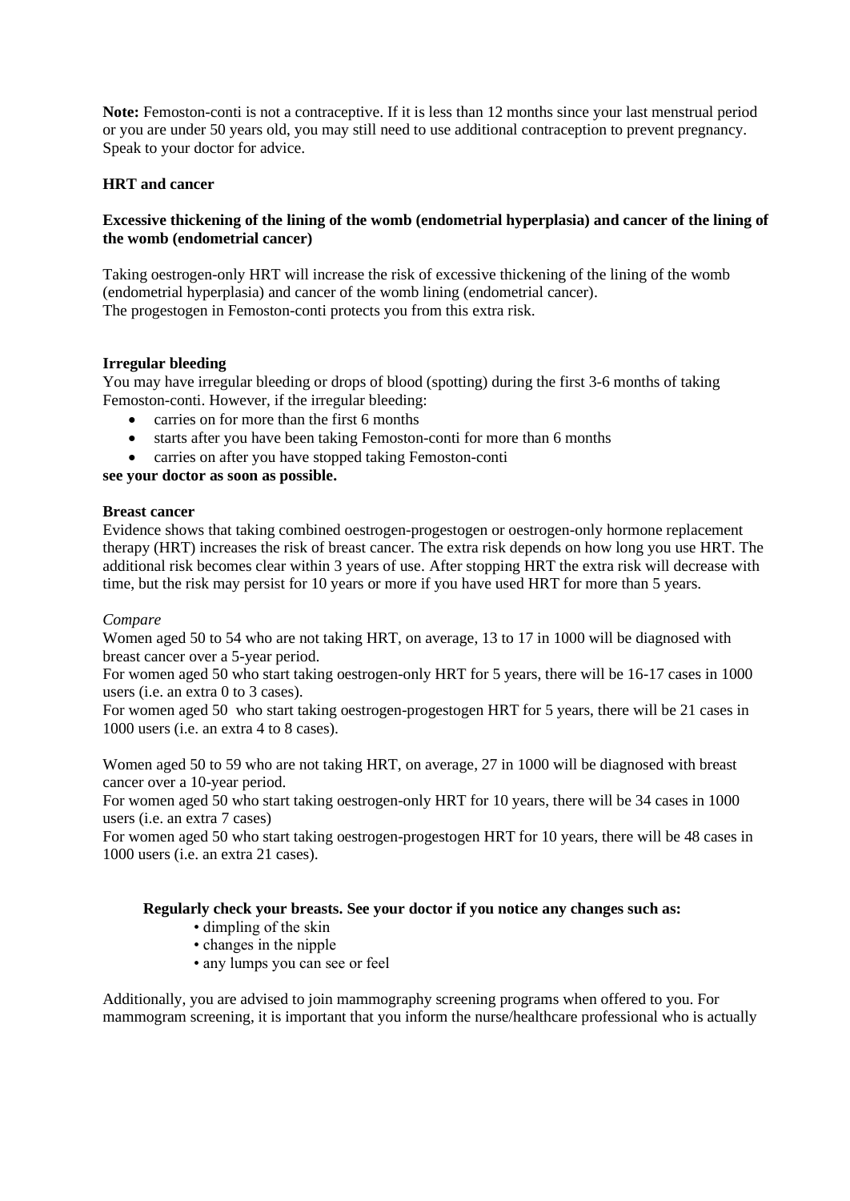**Note:** Femoston-conti is not a contraceptive. If it is less than 12 months since your last menstrual period or you are under 50 years old, you may still need to use additional contraception to prevent pregnancy. Speak to your doctor for advice.

**HRT and cancer**

**Excessive thickening of the lining of the womb (endometrial hyperplasia) and cancer of the lining of the womb (endometrial cancer)**

Taking oestrogen-only HRT will increase the risk of excessive thickening of the lining of the womb (endometrial hyperplasia) and cancer of the womb lining (endometrial cancer).
The progestogen in Femoston-conti protects you from this extra risk.

**Irregular bleeding**

You may have irregular bleeding or drops of blood (spotting) during the first 3-6 months of taking Femoston-conti. However, if the irregular bleeding:

- carries on for more than the first 6 months
- starts after you have been taking Femoston-conti for more than 6 months
- carries on after you have stopped taking Femoston-conti

**see your doctor as soon as possible.**

**Breast cancer**

Evidence shows that taking combined oestrogen-progestogen or oestrogen-only hormone replacement therapy (HRT) increases the risk of breast cancer. The extra risk depends on how long you use HRT. The additional risk becomes clear within 3 years of use. After stopping HRT the extra risk will decrease with time, but the risk may persist for 10 years or more if you have used HRT for more than 5 years.

*Compare*

Women aged 50 to 54 who are not taking HRT, on average, 13 to 17 in 1000 will be diagnosed with breast cancer over a 5-year period.
For women aged 50 who start taking oestrogen-only HRT for 5 years, there will be 16-17 cases in 1000 users (i.e. an extra 0 to 3 cases).
For women aged 50 who start taking oestrogen-progestogen HRT for 5 years, there will be 21 cases in 1000 users (i.e. an extra 4 to 8 cases).

Women aged 50 to 59 who are not taking HRT, on average, 27 in 1000 will be diagnosed with breast cancer over a 10-year period.
For women aged 50 who start taking oestrogen-only HRT for 10 years, there will be 34 cases in 1000 users (i.e. an extra 7 cases)
For women aged 50 who start taking oestrogen-progestogen HRT for 10 years, there will be 48 cases in 1000 users (i.e. an extra 21 cases).

**Regularly check your breasts. See your doctor if you notice any changes such as:**

- dimpling of the skin
- changes in the nipple
- any lumps you can see or feel

Additionally, you are advised to join mammography screening programs when offered to you. For mammogram screening, it is important that you inform the nurse/healthcare professional who is actually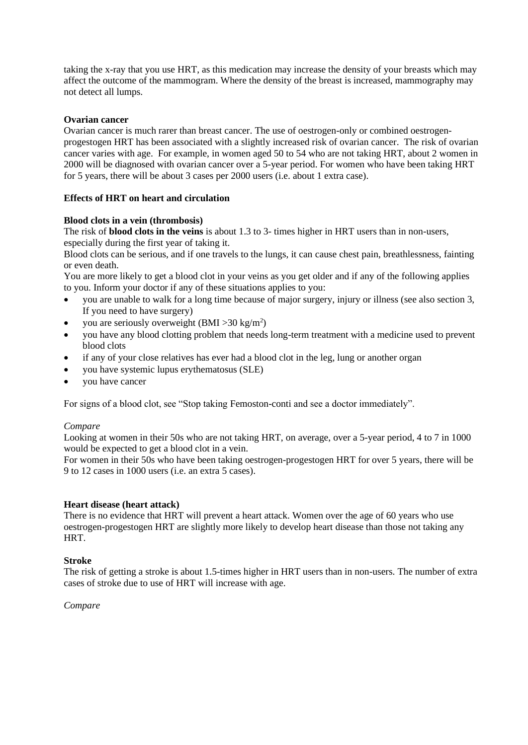taking the x-ray that you use HRT, as this medication may increase the density of your breasts which may affect the outcome of the mammogram. Where the density of the breast is increased, mammography may not detect all lumps.

**Ovarian cancer**

Ovarian cancer is much rarer than breast cancer. The use of oestrogen-only or combined oestrogen-progestogen HRT has been associated with a slightly increased risk of ovarian cancer. The risk of ovarian cancer varies with age. For example, in women aged 50 to 54 who are not taking HRT, about 2 women in 2000 will be diagnosed with ovarian cancer over a 5-year period. For women who have been taking HRT for 5 years, there will be about 3 cases per 2000 users (i.e. about 1 extra case).

**Effects of HRT on heart and circulation**

**Blood clots in a vein (thrombosis)**

The risk of **blood clots in the veins** is about 1.3 to 3- times higher in HRT users than in non-users, especially during the first year of taking it.

Blood clots can be serious, and if one travels to the lungs, it can cause chest pain, breathlessness, fainting or even death.

You are more likely to get a blood clot in your veins as you get older and if any of the following applies to you. Inform your doctor if any of these situations applies to you:

- you are unable to walk for a long time because of major surgery, injury or illness (see also section 3, If you need to have surgery)
- you are seriously overweight (BMI >30 kg/m$^2$)
- you have any blood clotting problem that needs long-term treatment with a medicine used to prevent blood clots
- if any of your close relatives has ever had a blood clot in the leg, lung or another organ
- you have systemic lupus erythematosus (SLE)
- you have cancer

For signs of a blood clot, see "Stop taking Femoston-conti and see a doctor immediately".

*Compare*

Looking at women in their 50s who are not taking HRT, on average, over a 5-year period, 4 to 7 in 1000 would be expected to get a blood clot in a vein.

For women in their 50s who have been taking oestrogen-progestogen HRT for over 5 years, there will be 9 to 12 cases in 1000 users (i.e. an extra 5 cases).

**Heart disease (heart attack)**

There is no evidence that HRT will prevent a heart attack. Women over the age of 60 years who use oestrogen-progestogen HRT are slightly more likely to develop heart disease than those not taking any HRT.

**Stroke**

The risk of getting a stroke is about 1.5-times higher in HRT users than in non-users. The number of extra cases of stroke due to use of HRT will increase with age.

*Compare*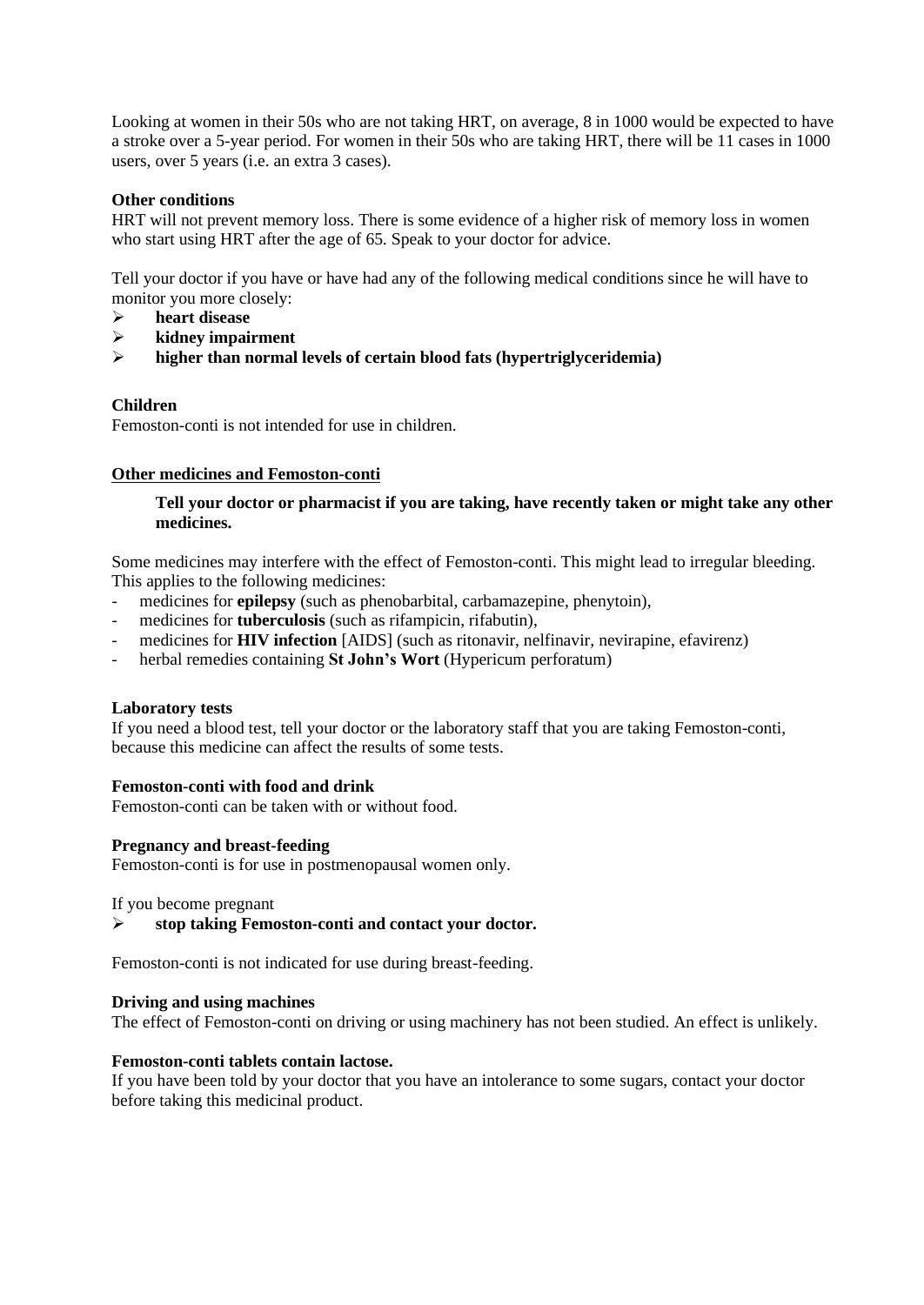Looking at women in their 50s who are not taking HRT, on average, 8 in 1000 would be expected to have a stroke over a 5-year period. For women in their 50s who are taking HRT, there will be 11 cases in 1000 users, over 5 years (i.e. an extra 3 cases).

**Other conditions**

HRT will not prevent memory loss. There is some evidence of a higher risk of memory loss in women who start using HRT after the age of 65. Speak to your doctor for advice.

Tell your doctor if you have or have had any of the following medical conditions since he will have to monitor you more closely:

- **heart disease**
- **kidney impairment**
- **higher than normal levels of certain blood fats (hypertriglyceridemia)**

**Children**

Femoston-conti is not intended for use in children.

**Other medicines and Femoston-conti**

**Tell your doctor or pharmacist if you are taking, have recently taken or might take any other medicines.**

Some medicines may interfere with the effect of Femoston-conti. This might lead to irregular bleeding. This applies to the following medicines:

- medicines for **epilepsy** (such as phenobarbital, carbamazepine, phenytoin),
- medicines for **tuberculosis** (such as rifampicin, rifabutin),
- medicines for **HIV infection** [AIDS] (such as ritonavir, nelfinavir, nevirapine, efavirenz)
- herbal remedies containing **St John's Wort** (Hypericum perforatum)

**Laboratory tests**

If you need a blood test, tell your doctor or the laboratory staff that you are taking Femoston-conti, because this medicine can affect the results of some tests.

**Femoston-conti with food and drink**

Femoston-conti can be taken with or without food.

**Pregnancy and breast-feeding**

Femoston-conti is for use in postmenopausal women only.

If you become pregnant

- **stop taking Femoston-conti and contact your doctor.**

Femoston-conti is not indicated for use during breast-feeding.

**Driving and using machines**

The effect of Femoston-conti on driving or using machinery has not been studied. An effect is unlikely.

**Femoston-conti tablets contain lactose.**

If you have been told by your doctor that you have an intolerance to some sugars, contact your doctor before taking this medicinal product.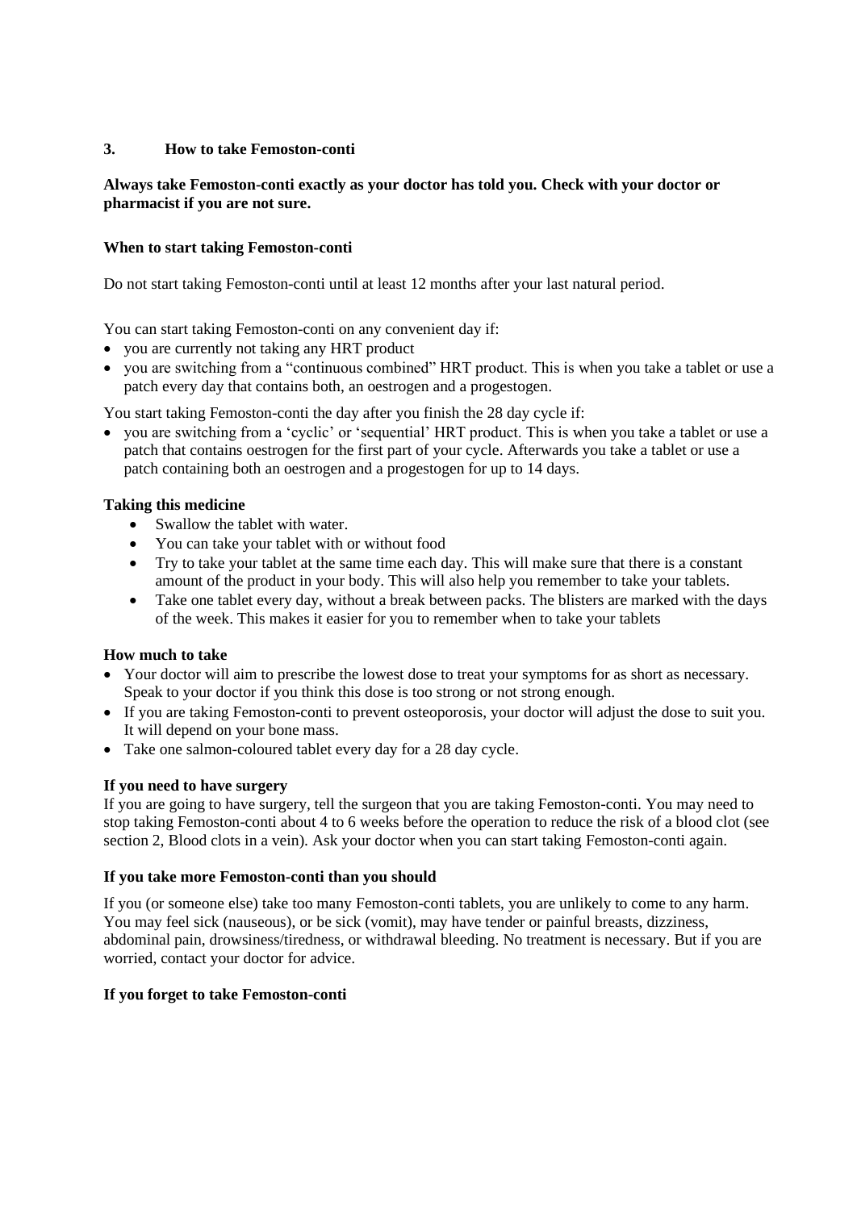## 3. How to take Femoston-conti

**Always take Femoston-conti exactly as your doctor has told you. Check with your doctor or pharmacist if you are not sure.**

**When to start taking Femoston-conti**

Do not start taking Femoston-conti until at least 12 months after your last natural period.

You can start taking Femoston-conti on any convenient day if:

- you are currently not taking any HRT product
- you are switching from a "continuous combined" HRT product. This is when you take a tablet or use a patch every day that contains both, an oestrogen and a progestogen.

You start taking Femoston-conti the day after you finish the 28 day cycle if:

- you are switching from a 'cyclic' or 'sequential' HRT product. This is when you take a tablet or use a patch that contains oestrogen for the first part of your cycle. Afterwards you take a tablet or use a patch containing both an oestrogen and a progestogen for up to 14 days.

**Taking this medicine**

- Swallow the tablet with water.
- You can take your tablet with or without food
- Try to take your tablet at the same time each day. This will make sure that there is a constant amount of the product in your body. This will also help you remember to take your tablets.
- Take one tablet every day, without a break between packs. The blisters are marked with the days of the week. This makes it easier for you to remember when to take your tablets

**How much to take**

- Your doctor will aim to prescribe the lowest dose to treat your symptoms for as short as necessary. Speak to your doctor if you think this dose is too strong or not strong enough.
- If you are taking Femoston-conti to prevent osteoporosis, your doctor will adjust the dose to suit you. It will depend on your bone mass.
- Take one salmon-coloured tablet every day for a 28 day cycle.

**If you need to have surgery**

If you are going to have surgery, tell the surgeon that you are taking Femoston-conti. You may need to stop taking Femoston-conti about 4 to 6 weeks before the operation to reduce the risk of a blood clot (see section 2, Blood clots in a vein). Ask your doctor when you can start taking Femoston-conti again.

**If you take more Femoston-conti than you should**

If you (or someone else) take too many Femoston-conti tablets, you are unlikely to come to any harm. You may feel sick (nauseous), or be sick (vomit), may have tender or painful breasts, dizziness, abdominal pain, drowsiness/tiredness, or withdrawal bleeding. No treatment is necessary. But if you are worried, contact your doctor for advice.

**If you forget to take Femoston-conti**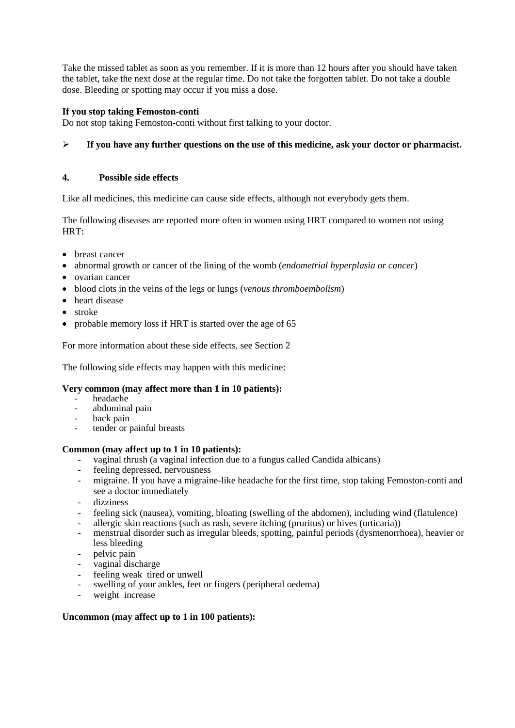Take the missed tablet as soon as you remember. If it is more than 12 hours after you should have taken the tablet, take the next dose at the regular time. Do not take the forgotten tablet. Do not take a double dose. Bleeding or spotting may occur if you miss a dose.

**If you stop taking Femoston-conti**

Do not stop taking Femoston-conti without first talking to your doctor.

➢ **If you have any further questions on the use of this medicine, ask your doctor or pharmacist.**

## 4. Possible side effects

Like all medicines, this medicine can cause side effects, although not everybody gets them.

The following diseases are reported more often in women using HRT compared to women not using HRT:

- breast cancer
- abnormal growth or cancer of the lining of the womb (*endometrial hyperplasia or cancer*)
- ovarian cancer
- blood clots in the veins of the legs or lungs (*venous thromboembolism*)
- heart disease
- stroke
- probable memory loss if HRT is started over the age of 65

For more information about these side effects, see Section 2

The following side effects may happen with this medicine:

**Very common (may affect more than 1 in 10 patients):**

- headache
- abdominal pain
- back pain
- tender or painful breasts

**Common (may affect up to 1 in 10 patients):**

- vaginal thrush (a vaginal infection due to a fungus called Candida albicans)
- feeling depressed, nervousness
- migraine. If you have a migraine-like headache for the first time, stop taking Femoston-conti and see a doctor immediately
- dizziness
- feeling sick (nausea), vomiting, bloating (swelling of the abdomen), including wind (flatulence)
- allergic skin reactions (such as rash, severe itching (pruritus) or hives (urticaria))
- menstrual disorder such as irregular bleeds, spotting, painful periods (dysmenorrhoea), heavier or less bleeding
- pelvic pain
- vaginal discharge
- feeling weak tired or unwell
- swelling of your ankles, feet or fingers (peripheral oedema)
- weight increase

**Uncommon (may affect up to 1 in 100 patients):**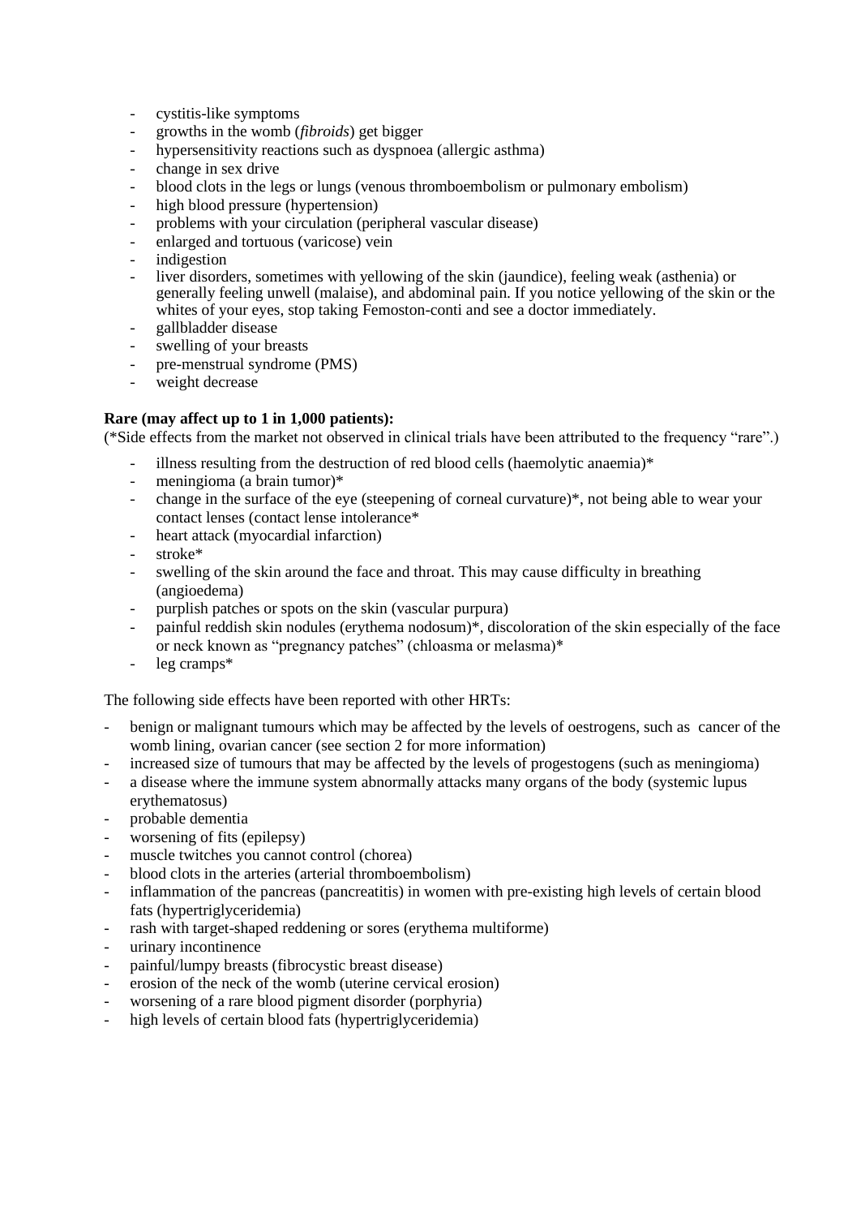- cystitis-like symptoms
- growths in the womb (*fibroids*) get bigger
- hypersensitivity reactions such as dyspnoea (allergic asthma)
- change in sex drive
- blood clots in the legs or lungs (venous thromboembolism or pulmonary embolism)
- high blood pressure (hypertension)
- problems with your circulation (peripheral vascular disease)
- enlarged and tortuous (varicose) vein
- indigestion
- liver disorders, sometimes with yellowing of the skin (jaundice), feeling weak (asthenia) or generally feeling unwell (malaise), and abdominal pain. If you notice yellowing of the skin or the whites of your eyes, stop taking Femoston-conti and see a doctor immediately.
- gallbladder disease
- swelling of your breasts
- pre-menstrual syndrome (PMS)
- weight decrease

**Rare (may affect up to 1 in 1,000 patients):**
(*Side effects from the market not observed in clinical trials have been attributed to the frequency "rare".)

- illness resulting from the destruction of red blood cells (haemolytic anaemia)*
- meningioma (a brain tumor)*
- change in the surface of the eye (steepening of corneal curvature)*, not being able to wear your contact lenses (contact lense intolerance*
- heart attack (myocardial infarction)
- stroke*
- swelling of the skin around the face and throat. This may cause difficulty in breathing (angioedema)
- purplish patches or spots on the skin (vascular purpura)
- painful reddish skin nodules (erythema nodosum)*, discoloration of the skin especially of the face or neck known as "pregnancy patches" (chloasma or melasma)*
- leg cramps*

The following side effects have been reported with other HRTs:

- benign or malignant tumours which may be affected by the levels of oestrogens, such as cancer of the womb lining, ovarian cancer (see section 2 for more information)
- increased size of tumours that may be affected by the levels of progestogens (such as meningioma)
- a disease where the immune system abnormally attacks many organs of the body (systemic lupus erythematosus)
- probable dementia
- worsening of fits (epilepsy)
- muscle twitches you cannot control (chorea)
- blood clots in the arteries (arterial thromboembolism)
- inflammation of the pancreas (pancreatitis) in women with pre-existing high levels of certain blood fats (hypertriglyceridemia)
- rash with target-shaped reddening or sores (erythema multiforme)
- urinary incontinence
- painful/lumpy breasts (fibrocystic breast disease)
- erosion of the neck of the womb (uterine cervical erosion)
- worsening of a rare blood pigment disorder (porphyria)
- high levels of certain blood fats (hypertriglyceridemia)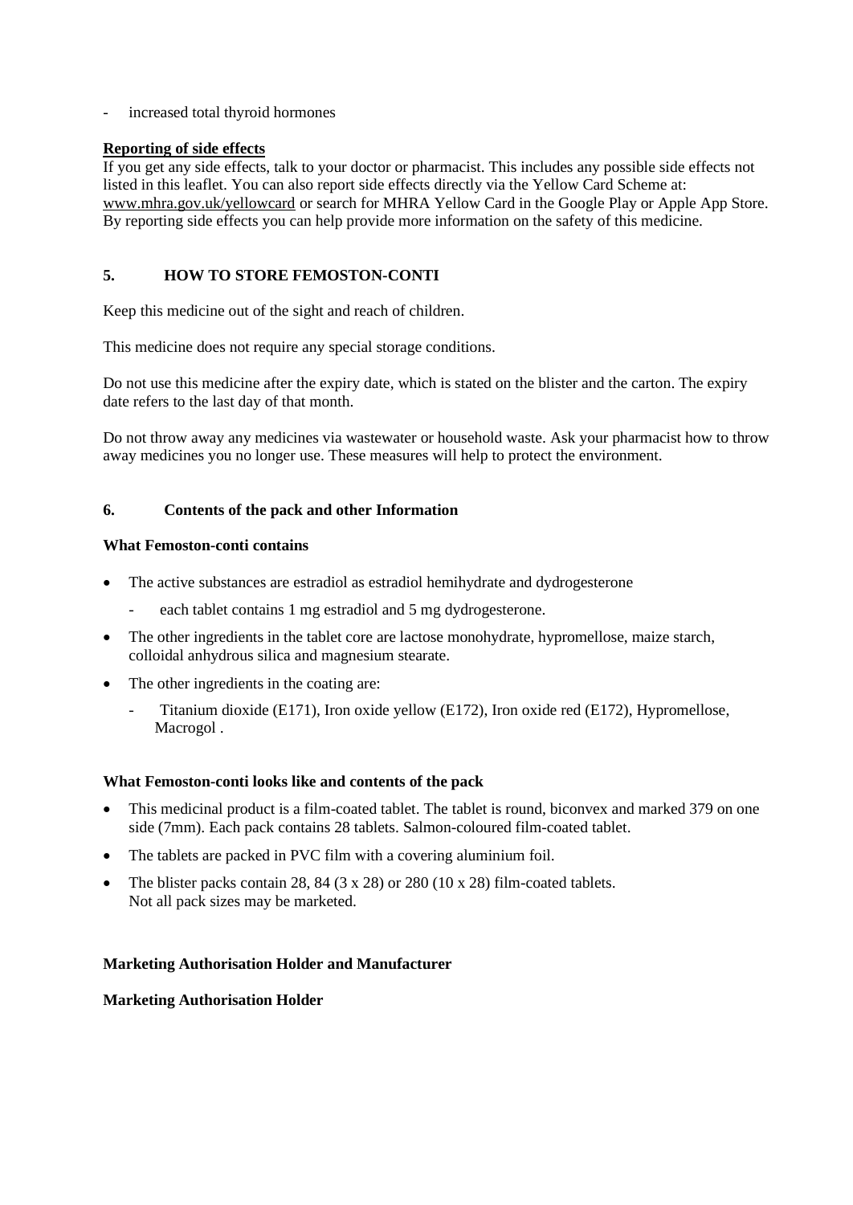- increased total thyroid hormones

**Reporting of side effects**

If you get any side effects, talk to your doctor or pharmacist. This includes any possible side effects not listed in this leaflet. You can also report side effects directly via the Yellow Card Scheme at: www.mhra.gov.uk/yellowcard or search for MHRA Yellow Card in the Google Play or Apple App Store. By reporting side effects you can help provide more information on the safety of this medicine.

## 5. HOW TO STORE FEMOSTON-CONTI

Keep this medicine out of the sight and reach of children.

This medicine does not require any special storage conditions.

Do not use this medicine after the expiry date, which is stated on the blister and the carton. The expiry date refers to the last day of that month.

Do not throw away any medicines via wastewater or household waste. Ask your pharmacist how to throw away medicines you no longer use. These measures will help to protect the environment.

## 6. Contents of the pack and other Information

**What Femoston-conti contains**

- The active substances are estradiol as estradiol hemihydrate and dydrogesterone
  - each tablet contains 1 mg estradiol and 5 mg dydrogesterone.
- The other ingredients in the tablet core are lactose monohydrate, hypromellose, maize starch, colloidal anhydrous silica and magnesium stearate.
- The other ingredients in the coating are:
  - Titanium dioxide (E171), Iron oxide yellow (E172), Iron oxide red (E172), Hypromellose, Macrogol .

**What Femoston-conti looks like and contents of the pack**

- This medicinal product is a film-coated tablet. The tablet is round, biconvex and marked 379 on one side (7mm). Each pack contains 28 tablets. Salmon-coloured film-coated tablet.
- The tablets are packed in PVC film with a covering aluminium foil.
- The blister packs contain 28, 84 (3 x 28) or 280 (10 x 28) film-coated tablets.
  Not all pack sizes may be marketed.

**Marketing Authorisation Holder and Manufacturer**

**Marketing Authorisation Holder**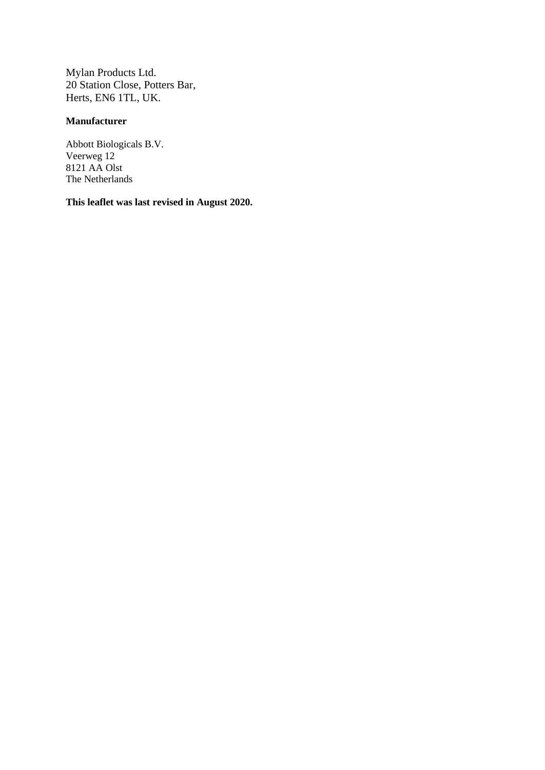Mylan Products Ltd.
20 Station Close, Potters Bar,
Herts, EN6 1TL, UK.

**Manufacturer**

Abbott Biologicals B.V.
Veerweg 12
8121 AA Olst
The Netherlands

**This leaflet was last revised in August 2020.**